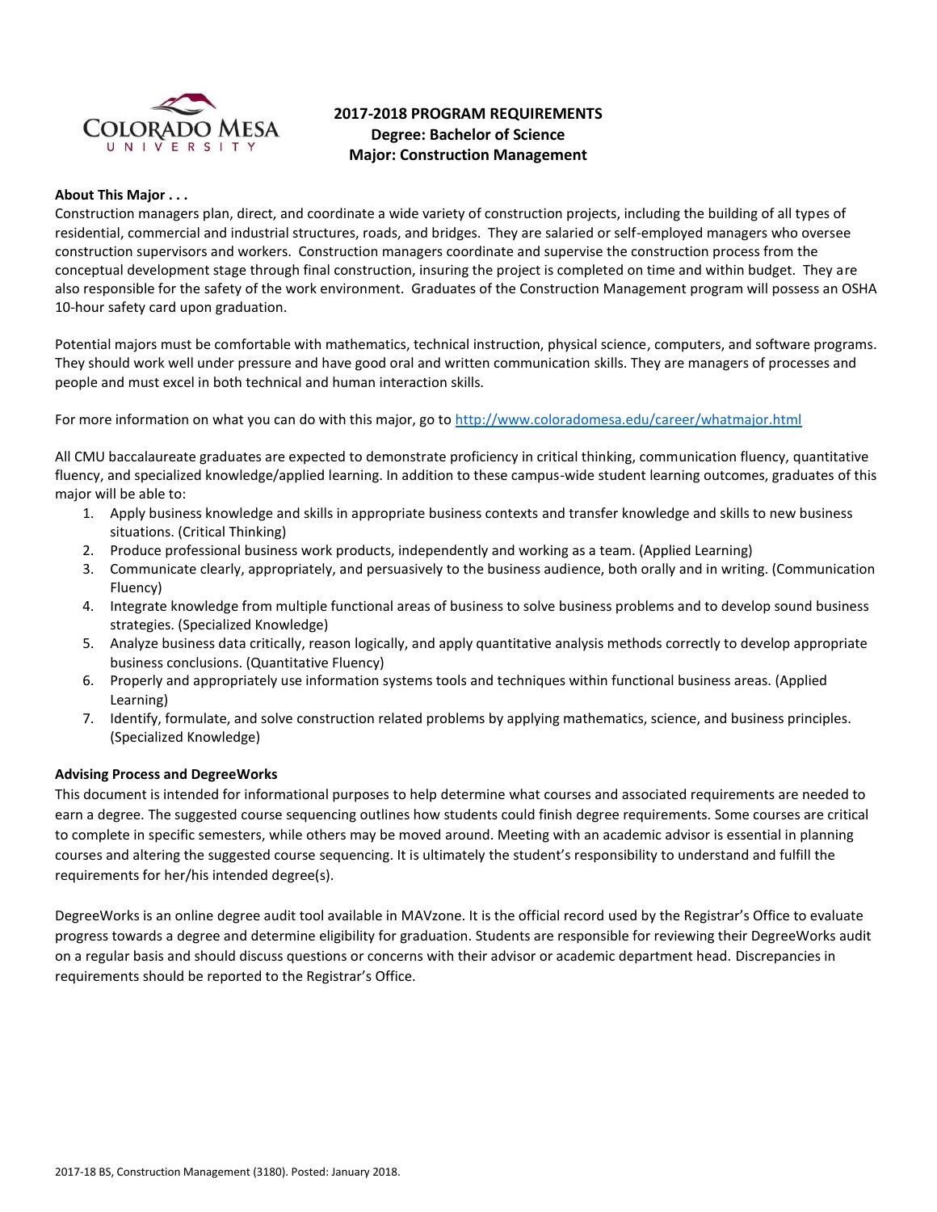# 2017-2018 PROGRAM REQUIREMENTS
## Degree: Bachelor of Science
## Major: Construction Management

**About This Major . . .**

Construction managers plan, direct, and coordinate a wide variety of construction projects, including the building of all types of residential, commercial and industrial structures, roads, and bridges. They are salaried or self-employed managers who oversee construction supervisors and workers. Construction managers coordinate and supervise the construction process from the conceptual development stage through final construction, insuring the project is completed on time and within budget. They are also responsible for the safety of the work environment. Graduates of the Construction Management program will possess an OSHA 10-hour safety card upon graduation.

Potential majors must be comfortable with mathematics, technical instruction, physical science, computers, and software programs. They should work well under pressure and have good oral and written communication skills. They are managers of processes and people and must excel in both technical and human interaction skills.

For more information on what you can do with this major, go to http://www.coloradomesa.edu/career/whatmajor.html

All CMU baccalaureate graduates are expected to demonstrate proficiency in critical thinking, communication fluency, quantitative fluency, and specialized knowledge/applied learning. In addition to these campus-wide student learning outcomes, graduates of this major will be able to:

1. Apply business knowledge and skills in appropriate business contexts and transfer knowledge and skills to new business situations. (Critical Thinking)
2. Produce professional business work products, independently and working as a team. (Applied Learning)
3. Communicate clearly, appropriately, and persuasively to the business audience, both orally and in writing. (Communication Fluency)
4. Integrate knowledge from multiple functional areas of business to solve business problems and to develop sound business strategies. (Specialized Knowledge)
5. Analyze business data critically, reason logically, and apply quantitative analysis methods correctly to develop appropriate business conclusions. (Quantitative Fluency)
6. Properly and appropriately use information systems tools and techniques within functional business areas. (Applied Learning)
7. Identify, formulate, and solve construction related problems by applying mathematics, science, and business principles. (Specialized Knowledge)

**Advising Process and DegreeWorks**

This document is intended for informational purposes to help determine what courses and associated requirements are needed to earn a degree. The suggested course sequencing outlines how students could finish degree requirements. Some courses are critical to complete in specific semesters, while others may be moved around. Meeting with an academic advisor is essential in planning courses and altering the suggested course sequencing. It is ultimately the student's responsibility to understand and fulfill the requirements for her/his intended degree(s).

DegreeWorks is an online degree audit tool available in MAVzone. It is the official record used by the Registrar's Office to evaluate progress towards a degree and determine eligibility for graduation. Students are responsible for reviewing their DegreeWorks audit on a regular basis and should discuss questions or concerns with their advisor or academic department head. Discrepancies in requirements should be reported to the Registrar's Office.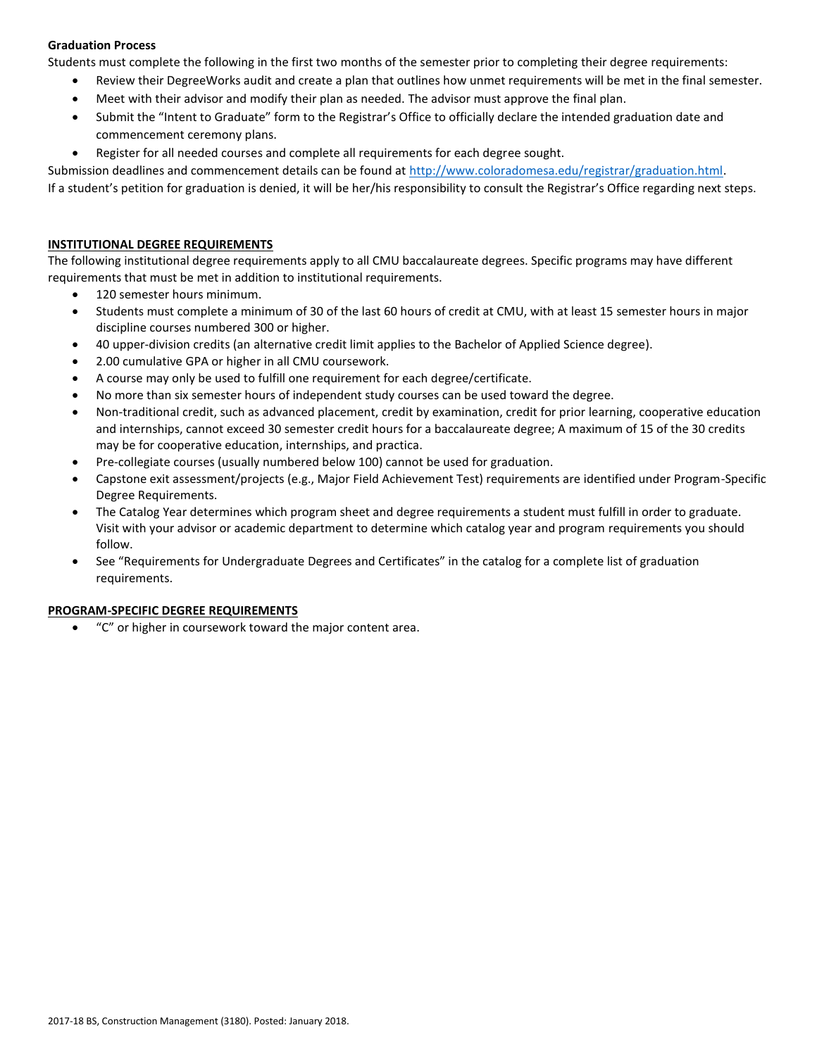**Graduation Process**

Students must complete the following in the first two months of the semester prior to completing their degree requirements:

- Review their DegreeWorks audit and create a plan that outlines how unmet requirements will be met in the final semester.
- Meet with their advisor and modify their plan as needed. The advisor must approve the final plan.
- Submit the "Intent to Graduate" form to the Registrar's Office to officially declare the intended graduation date and commencement ceremony plans.
- Register for all needed courses and complete all requirements for each degree sought.

Submission deadlines and commencement details can be found at http://www.coloradomesa.edu/registrar/graduation.html.
If a student's petition for graduation is denied, it will be her/his responsibility to consult the Registrar's Office regarding next steps.

## INSTITUTIONAL DEGREE REQUIREMENTS

The following institutional degree requirements apply to all CMU baccalaureate degrees. Specific programs may have different requirements that must be met in addition to institutional requirements.

- 120 semester hours minimum.
- Students must complete a minimum of 30 of the last 60 hours of credit at CMU, with at least 15 semester hours in major discipline courses numbered 300 or higher.
- 40 upper-division credits (an alternative credit limit applies to the Bachelor of Applied Science degree).
- 2.00 cumulative GPA or higher in all CMU coursework.
- A course may only be used to fulfill one requirement for each degree/certificate.
- No more than six semester hours of independent study courses can be used toward the degree.
- Non-traditional credit, such as advanced placement, credit by examination, credit for prior learning, cooperative education and internships, cannot exceed 30 semester credit hours for a baccalaureate degree; A maximum of 15 of the 30 credits may be for cooperative education, internships, and practica.
- Pre-collegiate courses (usually numbered below 100) cannot be used for graduation.
- Capstone exit assessment/projects (e.g., Major Field Achievement Test) requirements are identified under Program-Specific Degree Requirements.
- The Catalog Year determines which program sheet and degree requirements a student must fulfill in order to graduate. Visit with your advisor or academic department to determine which catalog year and program requirements you should follow.
- See "Requirements for Undergraduate Degrees and Certificates" in the catalog for a complete list of graduation requirements.

## PROGRAM-SPECIFIC DEGREE REQUIREMENTS

- "C" or higher in coursework toward the major content area.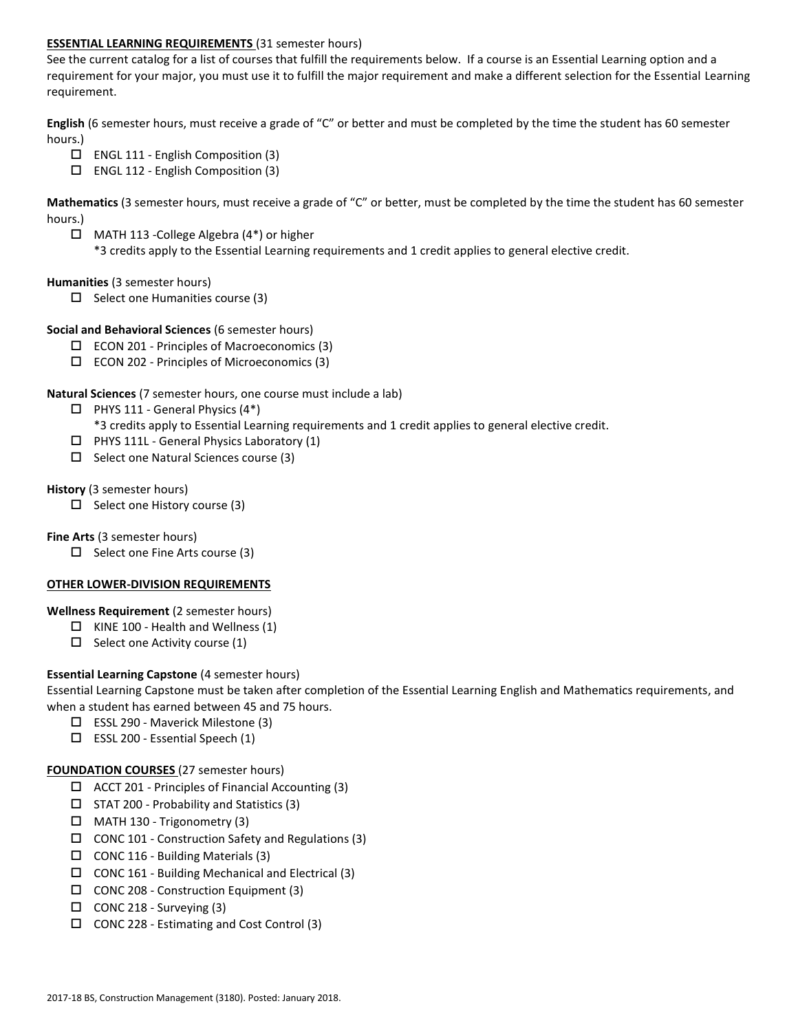**ESSENTIAL LEARNING REQUIREMENTS** (31 semester hours)

See the current catalog for a list of courses that fulfill the requirements below. If a course is an Essential Learning option and a requirement for your major, you must use it to fulfill the major requirement and make a different selection for the Essential Learning requirement.

**English** (6 semester hours, must receive a grade of "C" or better and must be completed by the time the student has 60 semester hours.)

- ☐ ENGL 111 - English Composition (3)
- ☐ ENGL 112 - English Composition (3)

**Mathematics** (3 semester hours, must receive a grade of "C" or better, must be completed by the time the student has 60 semester hours.)

- ☐ MATH 113 -College Algebra (4*) or higher
  *3 credits apply to the Essential Learning requirements and 1 credit applies to general elective credit.

**Humanities** (3 semester hours)

- ☐ Select one Humanities course (3)

**Social and Behavioral Sciences** (6 semester hours)

- ☐ ECON 201 - Principles of Macroeconomics (3)
- ☐ ECON 202 - Principles of Microeconomics (3)

**Natural Sciences** (7 semester hours, one course must include a lab)

- ☐ PHYS 111 - General Physics (4*)
  *3 credits apply to Essential Learning requirements and 1 credit applies to general elective credit.
- ☐ PHYS 111L - General Physics Laboratory (1)
- ☐ Select one Natural Sciences course (3)

**History** (3 semester hours)

- ☐ Select one History course (3)

**Fine Arts** (3 semester hours)

- ☐ Select one Fine Arts course (3)

**OTHER LOWER-DIVISION REQUIREMENTS**

**Wellness Requirement** (2 semester hours)

- ☐ KINE 100 - Health and Wellness (1)
- ☐ Select one Activity course (1)

**Essential Learning Capstone** (4 semester hours)

Essential Learning Capstone must be taken after completion of the Essential Learning English and Mathematics requirements, and when a student has earned between 45 and 75 hours.

- ☐ ESSL 290 - Maverick Milestone (3)
- ☐ ESSL 200 - Essential Speech (1)

**FOUNDATION COURSES** (27 semester hours)

- ☐ ACCT 201 - Principles of Financial Accounting (3)
- ☐ STAT 200 - Probability and Statistics (3)
- ☐ MATH 130 - Trigonometry (3)
- ☐ CONC 101 - Construction Safety and Regulations (3)
- ☐ CONC 116 - Building Materials (3)
- ☐ CONC 161 - Building Mechanical and Electrical (3)
- ☐ CONC 208 - Construction Equipment (3)
- ☐ CONC 218 - Surveying (3)
- ☐ CONC 228 - Estimating and Cost Control (3)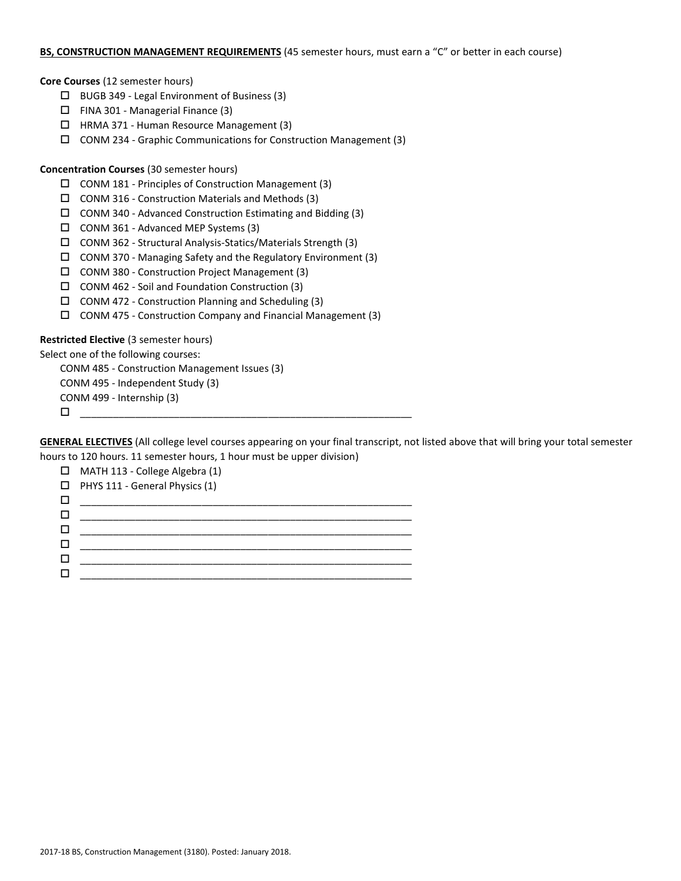**BS, CONSTRUCTION MANAGEMENT REQUIREMENTS** (45 semester hours, must earn a "C" or better in each course)

**Core Courses** (12 semester hours)

- ☐ BUGB 349 - Legal Environment of Business (3)
- ☐ FINA 301 - Managerial Finance (3)
- ☐ HRMA 371 - Human Resource Management (3)
- ☐ CONM 234 - Graphic Communications for Construction Management (3)

**Concentration Courses** (30 semester hours)

- ☐ CONM 181 - Principles of Construction Management (3)
- ☐ CONM 316 - Construction Materials and Methods (3)
- ☐ CONM 340 - Advanced Construction Estimating and Bidding (3)
- ☐ CONM 361 - Advanced MEP Systems (3)
- ☐ CONM 362 - Structural Analysis-Statics/Materials Strength (3)
- ☐ CONM 370 - Managing Safety and the Regulatory Environment (3)
- ☐ CONM 380 - Construction Project Management (3)
- ☐ CONM 462 - Soil and Foundation Construction (3)
- ☐ CONM 472 - Construction Planning and Scheduling (3)
- ☐ CONM 475 - Construction Company and Financial Management (3)

**Restricted Elective** (3 semester hours)

Select one of the following courses:

CONM 485 - Construction Management Issues (3)
CONM 495 - Independent Study (3)
CONM 499 - Internship (3)

- ☐ ____________________________________________________________

**GENERAL ELECTIVES** (All college level courses appearing on your final transcript, not listed above that will bring your total semester hours to 120 hours. 11 semester hours, 1 hour must be upper division)

- ☐ MATH 113 - College Algebra (1)
- ☐ PHYS 111 - General Physics (1)
- ☐ ____________________________________________________________
- ☐ ____________________________________________________________
- ☐ ____________________________________________________________
- ☐ ____________________________________________________________
- ☐ ____________________________________________________________
- ☐ ____________________________________________________________

2017-18 BS, Construction Management (3180). Posted: January 2018.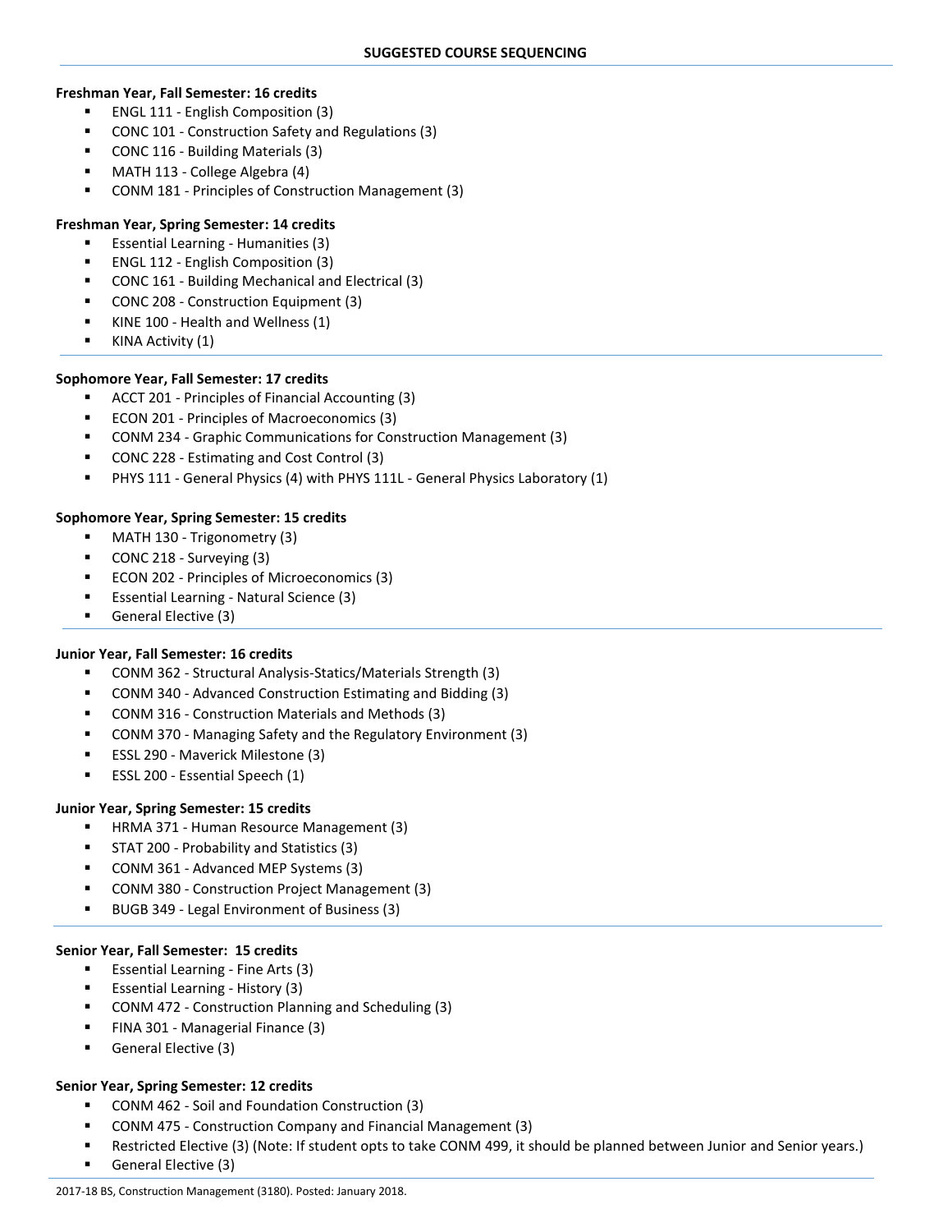## SUGGESTED COURSE SEQUENCING

**Freshman Year, Fall Semester: 16 credits**

- ENGL 111 - English Composition (3)
- CONC 101 - Construction Safety and Regulations (3)
- CONC 116 - Building Materials (3)
- MATH 113 - College Algebra (4)
- CONM 181 - Principles of Construction Management (3)

**Freshman Year, Spring Semester: 14 credits**

- Essential Learning - Humanities (3)
- ENGL 112 - English Composition (3)
- CONC 161 - Building Mechanical and Electrical (3)
- CONC 208 - Construction Equipment (3)
- KINE 100 - Health and Wellness (1)
- KINA Activity (1)

**Sophomore Year, Fall Semester: 17 credits**

- ACCT 201 - Principles of Financial Accounting (3)
- ECON 201 - Principles of Macroeconomics (3)
- CONM 234 - Graphic Communications for Construction Management (3)
- CONC 228 - Estimating and Cost Control (3)
- PHYS 111 - General Physics (4) with PHYS 111L - General Physics Laboratory (1)

**Sophomore Year, Spring Semester: 15 credits**

- MATH 130 - Trigonometry (3)
- CONC 218 - Surveying (3)
- ECON 202 - Principles of Microeconomics (3)
- Essential Learning - Natural Science (3)
- General Elective (3)

**Junior Year, Fall Semester: 16 credits**

- CONM 362 - Structural Analysis-Statics/Materials Strength (3)
- CONM 340 - Advanced Construction Estimating and Bidding (3)
- CONM 316 - Construction Materials and Methods (3)
- CONM 370 - Managing Safety and the Regulatory Environment (3)
- ESSL 290 - Maverick Milestone (3)
- ESSL 200 - Essential Speech (1)

**Junior Year, Spring Semester: 15 credits**

- HRMA 371 - Human Resource Management (3)
- STAT 200 - Probability and Statistics (3)
- CONM 361 - Advanced MEP Systems (3)
- CONM 380 - Construction Project Management (3)
- BUGB 349 - Legal Environment of Business (3)

**Senior Year, Fall Semester: 15 credits**

- Essential Learning - Fine Arts (3)
- Essential Learning - History (3)
- CONM 472 - Construction Planning and Scheduling (3)
- FINA 301 - Managerial Finance (3)
- General Elective (3)

**Senior Year, Spring Semester: 12 credits**

- CONM 462 - Soil and Foundation Construction (3)
- CONM 475 - Construction Company and Financial Management (3)
- Restricted Elective (3) (Note: If student opts to take CONM 499, it should be planned between Junior and Senior years.)
- General Elective (3)

2017-18 BS, Construction Management (3180). Posted: January 2018.